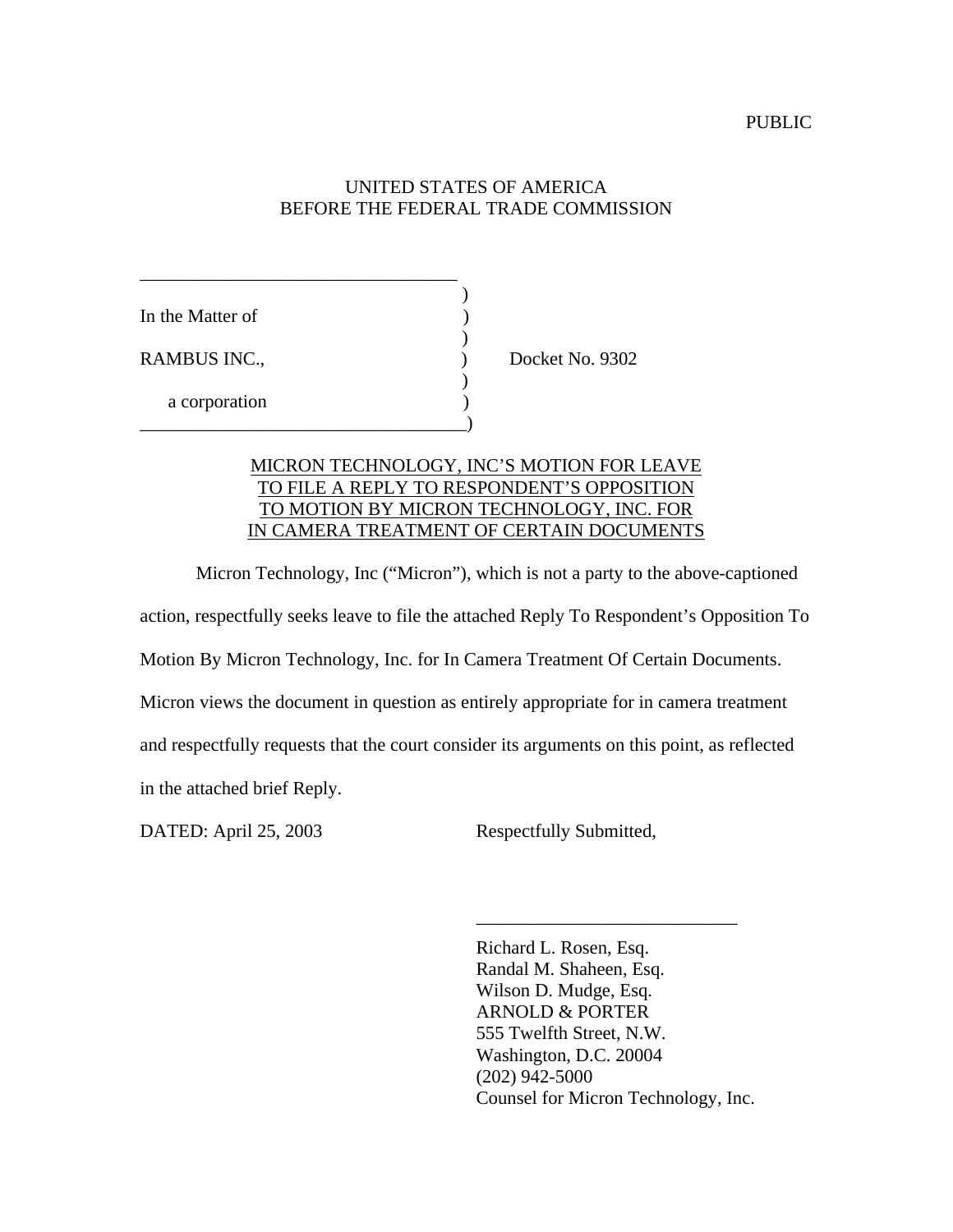PUBLIC

UNITED STATES OF AMERICA
BEFORE THE FEDERAL TRADE COMMISSION

| | | |
|---|---|---|
| In the Matter of | ) | |
| RAMBUS INC., | ) | Docket No. 9302 |
| a corporation | ) | |

MICRON TECHNOLOGY, INC'S MOTION FOR LEAVE TO FILE A REPLY TO RESPONDENT'S OPPOSITION TO MOTION BY MICRON TECHNOLOGY, INC. FOR IN CAMERA TREATMENT OF CERTAIN DOCUMENTS

Micron Technology, Inc ("Micron"), which is not a party to the above-captioned action, respectfully seeks leave to file the attached Reply To Respondent's Opposition To Motion By Micron Technology, Inc. for In Camera Treatment Of Certain Documents. Micron views the document in question as entirely appropriate for in camera treatment and respectfully requests that the court consider its arguments on this point, as reflected in the attached brief Reply.

DATED: April 25, 2003

Respectfully Submitted,

\_\_\_\_\_\_\_\_\_\_\_\_\_\_\_\_\_\_\_\_\_\_\_\_\_\_\_\_

Richard L. Rosen, Esq.
Randal M. Shaheen, Esq.
Wilson D. Mudge, Esq.
ARNOLD & PORTER
555 Twelfth Street, N.W.
Washington, D.C. 20004
(202) 942-5000
Counsel for Micron Technology, Inc.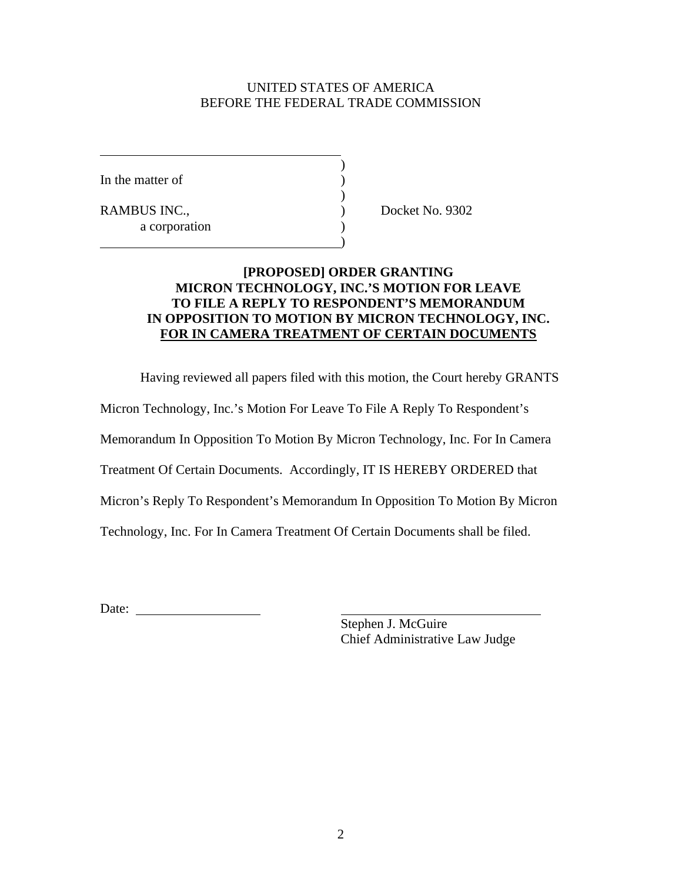UNITED STATES OF AMERICA
BEFORE THE FEDERAL TRADE COMMISSION

In the matter of

RAMBUS INC.,
a corporation

Docket No. 9302

**[PROPOSED] ORDER GRANTING MICRON TECHNOLOGY, INC.'S MOTION FOR LEAVE TO FILE A REPLY TO RESPONDENT'S MEMORANDUM IN OPPOSITION TO MOTION BY MICRON TECHNOLOGY, INC. FOR IN CAMERA TREATMENT OF CERTAIN DOCUMENTS**

Having reviewed all papers filed with this motion, the Court hereby GRANTS Micron Technology, Inc.'s Motion For Leave To File A Reply To Respondent's Memorandum In Opposition To Motion By Micron Technology, Inc. For In Camera Treatment Of Certain Documents. Accordingly, IT IS HEREBY ORDERED that Micron's Reply To Respondent's Memorandum In Opposition To Motion By Micron Technology, Inc. For In Camera Treatment Of Certain Documents shall be filed.

Date: ____________________

______________________________
Stephen J. McGuire
Chief Administrative Law Judge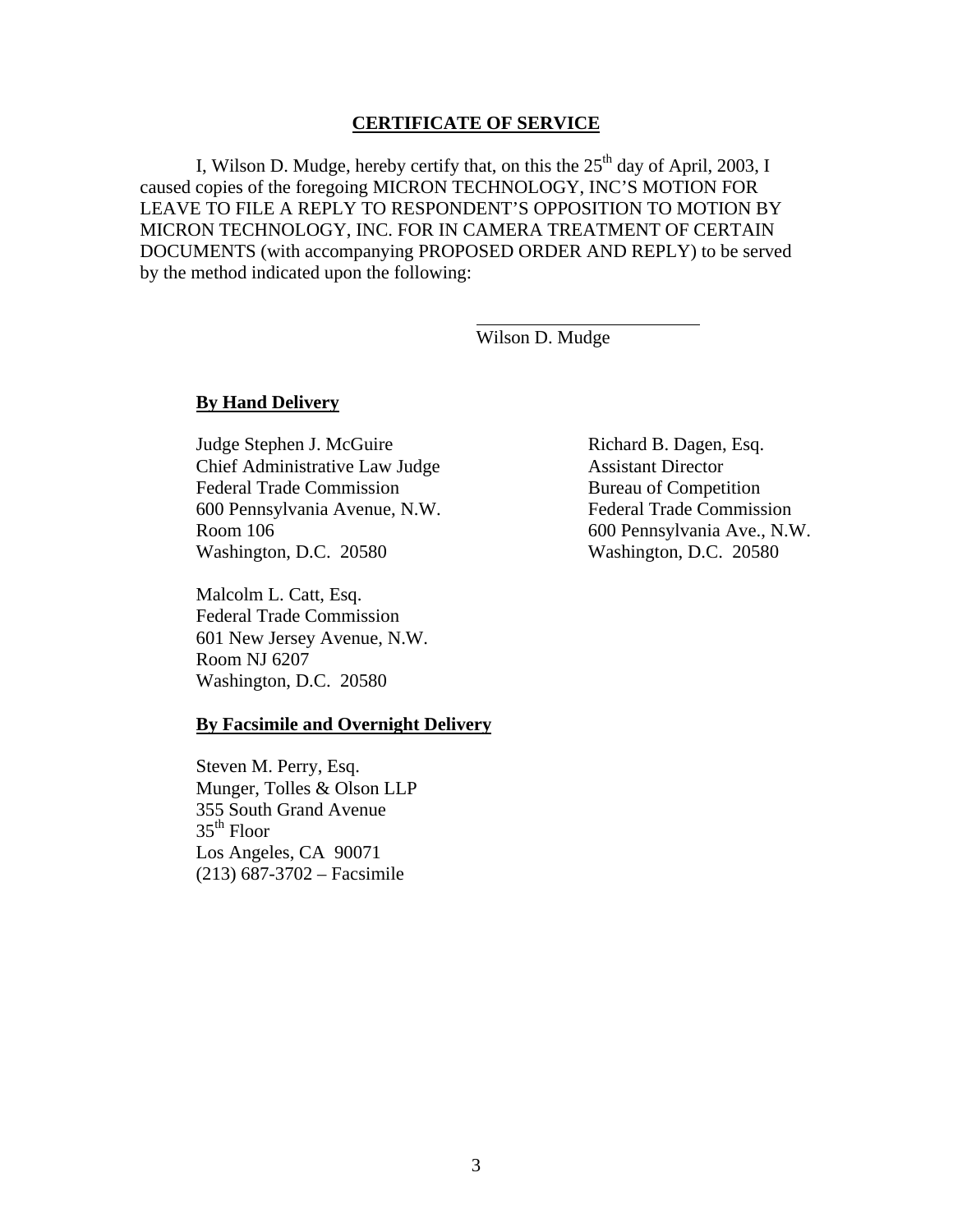**CERTIFICATE OF SERVICE**

I, Wilson D. Mudge, hereby certify that, on this the 25th day of April, 2003, I caused copies of the foregoing MICRON TECHNOLOGY, INC'S MOTION FOR LEAVE TO FILE A REPLY TO RESPONDENT'S OPPOSITION TO MOTION BY MICRON TECHNOLOGY, INC. FOR IN CAMERA TREATMENT OF CERTAIN DOCUMENTS (with accompanying PROPOSED ORDER AND REPLY) to be served by the method indicated upon the following:

\_\_\_\_\_\_\_\_\_\_\_\_\_\_\_\_\_\_\_\_\_\_\_\_
Wilson D. Mudge

**By Hand Delivery**

Judge Stephen J. McGuire
Chief Administrative Law Judge
Federal Trade Commission
600 Pennsylvania Avenue, N.W.
Room 106
Washington, D.C. 20580

Richard B. Dagen, Esq.
Assistant Director
Bureau of Competition
Federal Trade Commission
600 Pennsylvania Ave., N.W.
Washington, D.C. 20580

Malcolm L. Catt, Esq.
Federal Trade Commission
601 New Jersey Avenue, N.W.
Room NJ 6207
Washington, D.C. 20580

**By Facsimile and Overnight Delivery**

Steven M. Perry, Esq.
Munger, Tolles & Olson LLP
355 South Grand Avenue
35th Floor
Los Angeles, CA 90071
(213) 687-3702 – Facsimile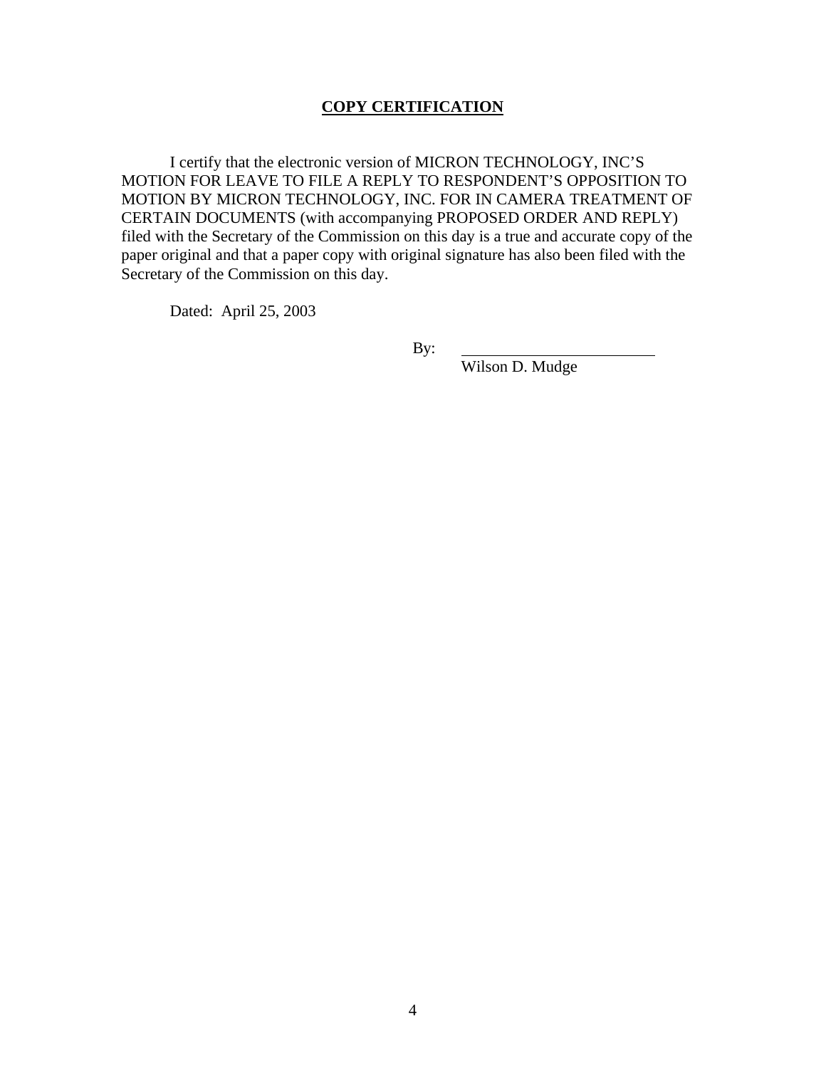## COPY CERTIFICATION

I certify that the electronic version of MICRON TECHNOLOGY, INC'S MOTION FOR LEAVE TO FILE A REPLY TO RESPONDENT'S OPPOSITION TO MOTION BY MICRON TECHNOLOGY, INC. FOR IN CAMERA TREATMENT OF CERTAIN DOCUMENTS (with accompanying PROPOSED ORDER AND REPLY) filed with the Secretary of the Commission on this day is a true and accurate copy of the paper original and that a paper copy with original signature has also been filed with the Secretary of the Commission on this day.

Dated: April 25, 2003

By: ________________________
Wilson D. Mudge